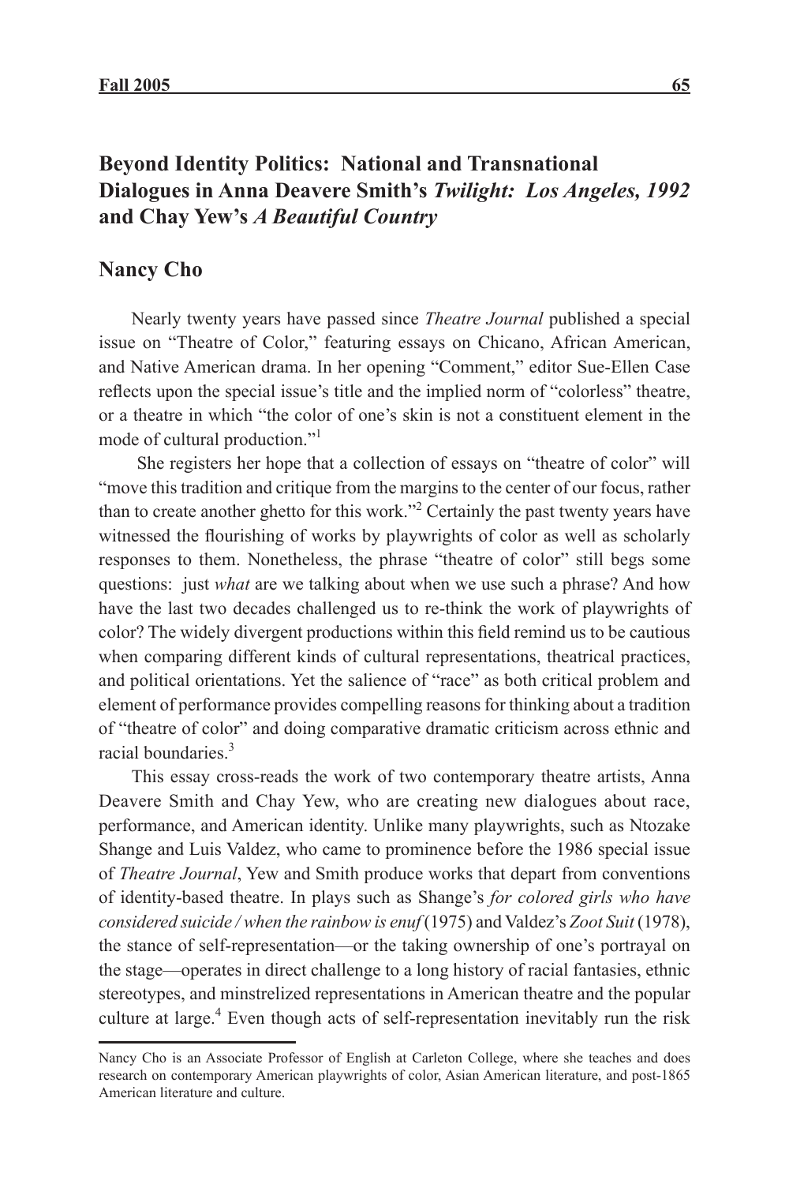# Beyond Identity Politics: National and Transnational Dialogues in Anna Deavere Smith's *Twilight: Los Angeles, 1992* and Chay Yew's *A Beautiful Country*

## Nancy Cho

Nearly twenty years have passed since *Theatre Journal* published a special issue on "Theatre of Color," featuring essays on Chicano, African American, and Native American drama. In her opening "Comment," editor Sue-Ellen Case reflects upon the special issue's title and the implied norm of "colorless" theatre, or a theatre in which "the color of one's skin is not a constituent element in the mode of cultural production."[1]

She registers her hope that a collection of essays on "theatre of color" will "move this tradition and critique from the margins to the center of our focus, rather than to create another ghetto for this work."[2] Certainly the past twenty years have witnessed the flourishing of works by playwrights of color as well as scholarly responses to them. Nonetheless, the phrase "theatre of color" still begs some questions: just *what* are we talking about when we use such a phrase? And how have the last two decades challenged us to re-think the work of playwrights of color? The widely divergent productions within this field remind us to be cautious when comparing different kinds of cultural representations, theatrical practices, and political orientations. Yet the salience of "race" as both critical problem and element of performance provides compelling reasons for thinking about a tradition of "theatre of color" and doing comparative dramatic criticism across ethnic and racial boundaries.[3]

This essay cross-reads the work of two contemporary theatre artists, Anna Deavere Smith and Chay Yew, who are creating new dialogues about race, performance, and American identity. Unlike many playwrights, such as Ntozake Shange and Luis Valdez, who came to prominence before the 1986 special issue of *Theatre Journal*, Yew and Smith produce works that depart from conventions of identity-based theatre. In plays such as Shange's *for colored girls who have considered suicide / when the rainbow is enuf* (1975) and Valdez's *Zoot Suit* (1978), the stance of self-representation—or the taking ownership of one's portrayal on the stage—operates in direct challenge to a long history of racial fantasies, ethnic stereotypes, and minstrelized representations in American theatre and the popular culture at large.[4] Even though acts of self-representation inevitably run the risk

---

Nancy Cho is an Associate Professor of English at Carleton College, where she teaches and does research on contemporary American playwrights of color, Asian American literature, and post-1865 American literature and culture.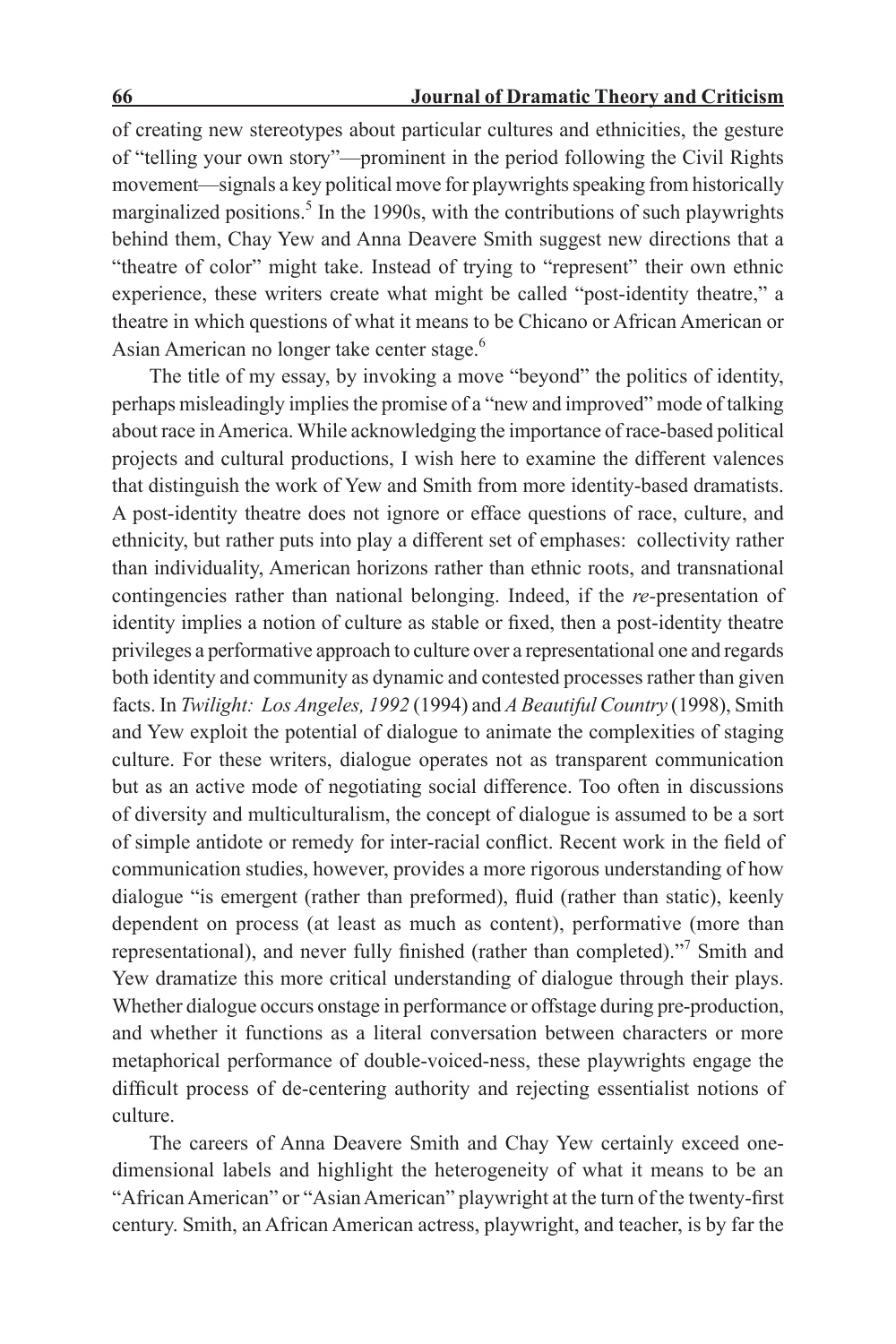of creating new stereotypes about particular cultures and ethnicities, the gesture of "telling your own story"—prominent in the period following the Civil Rights movement—signals a key political move for playwrights speaking from historically marginalized positions.[5] In the 1990s, with the contributions of such playwrights behind them, Chay Yew and Anna Deavere Smith suggest new directions that a "theatre of color" might take. Instead of trying to "represent" their own ethnic experience, these writers create what might be called "post-identity theatre," a theatre in which questions of what it means to be Chicano or African American or Asian American no longer take center stage.[6]

The title of my essay, by invoking a move "beyond" the politics of identity, perhaps misleadingly implies the promise of a "new and improved" mode of talking about race in America. While acknowledging the importance of race-based political projects and cultural productions, I wish here to examine the different valences that distinguish the work of Yew and Smith from more identity-based dramatists. A post-identity theatre does not ignore or efface questions of race, culture, and ethnicity, but rather puts into play a different set of emphases: collectivity rather than individuality, American horizons rather than ethnic roots, and transnational contingencies rather than national belonging. Indeed, if the *re*-presentation of identity implies a notion of culture as stable or fixed, then a post-identity theatre privileges a performative approach to culture over a representational one and regards both identity and community as dynamic and contested processes rather than given facts. In *Twilight: Los Angeles, 1992* (1994) and *A Beautiful Country* (1998), Smith and Yew exploit the potential of dialogue to animate the complexities of staging culture. For these writers, dialogue operates not as transparent communication but as an active mode of negotiating social difference. Too often in discussions of diversity and multiculturalism, the concept of dialogue is assumed to be a sort of simple antidote or remedy for inter-racial conflict. Recent work in the field of communication studies, however, provides a more rigorous understanding of how dialogue "is emergent (rather than preformed), fluid (rather than static), keenly dependent on process (at least as much as content), performative (more than representational), and never fully finished (rather than completed)."[7] Smith and Yew dramatize this more critical understanding of dialogue through their plays. Whether dialogue occurs onstage in performance or offstage during pre-production, and whether it functions as a literal conversation between characters or more metaphorical performance of double-voiced-ness, these playwrights engage the difficult process of de-centering authority and rejecting essentialist notions of culture.

The careers of Anna Deavere Smith and Chay Yew certainly exceed one-dimensional labels and highlight the heterogeneity of what it means to be an "African American" or "Asian American" playwright at the turn of the twenty-first century. Smith, an African American actress, playwright, and teacher, is by far the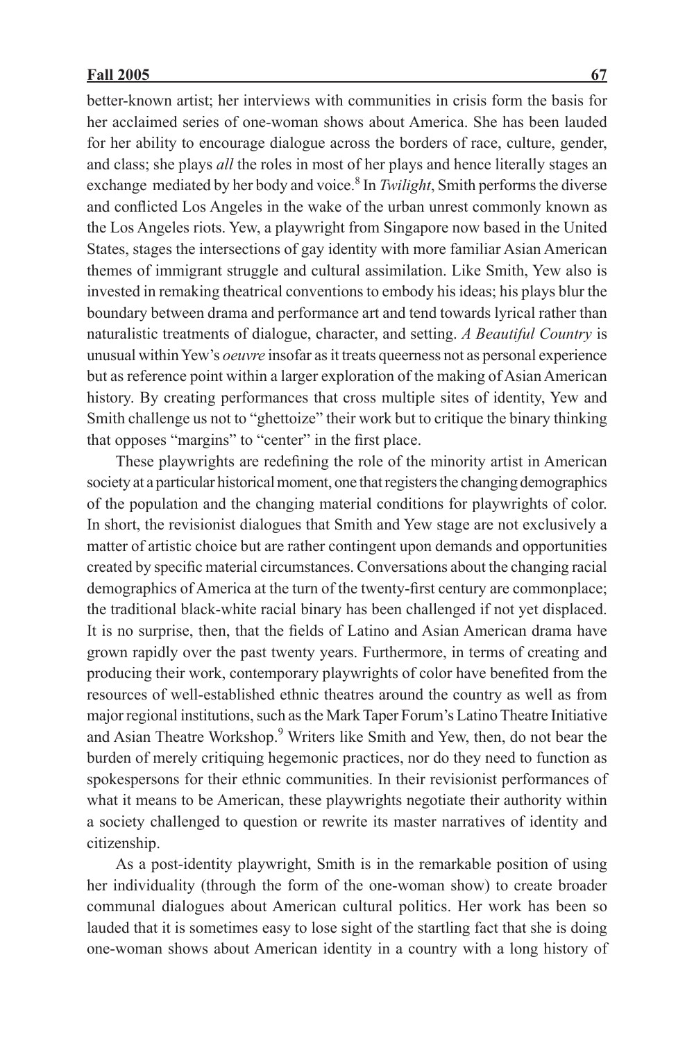better-known artist; her interviews with communities in crisis form the basis for her acclaimed series of one-woman shows about America. She has been lauded for her ability to encourage dialogue across the borders of race, culture, gender, and class; she plays *all* the roles in most of her plays and hence literally stages an exchange mediated by her body and voice.[8] In *Twilight*, Smith performs the diverse and conflicted Los Angeles in the wake of the urban unrest commonly known as the Los Angeles riots. Yew, a playwright from Singapore now based in the United States, stages the intersections of gay identity with more familiar Asian American themes of immigrant struggle and cultural assimilation. Like Smith, Yew also is invested in remaking theatrical conventions to embody his ideas; his plays blur the boundary between drama and performance art and tend towards lyrical rather than naturalistic treatments of dialogue, character, and setting. *A Beautiful Country* is unusual within Yew's *oeuvre* insofar as it treats queerness not as personal experience but as reference point within a larger exploration of the making of Asian American history. By creating performances that cross multiple sites of identity, Yew and Smith challenge us not to "ghettoize" their work but to critique the binary thinking that opposes "margins" to "center" in the first place.

These playwrights are redefining the role of the minority artist in American society at a particular historical moment, one that registers the changing demographics of the population and the changing material conditions for playwrights of color. In short, the revisionist dialogues that Smith and Yew stage are not exclusively a matter of artistic choice but are rather contingent upon demands and opportunities created by specific material circumstances. Conversations about the changing racial demographics of America at the turn of the twenty-first century are commonplace; the traditional black-white racial binary has been challenged if not yet displaced. It is no surprise, then, that the fields of Latino and Asian American drama have grown rapidly over the past twenty years. Furthermore, in terms of creating and producing their work, contemporary playwrights of color have benefited from the resources of well-established ethnic theatres around the country as well as from major regional institutions, such as the Mark Taper Forum's Latino Theatre Initiative and Asian Theatre Workshop.[9] Writers like Smith and Yew, then, do not bear the burden of merely critiquing hegemonic practices, nor do they need to function as spokespersons for their ethnic communities. In their revisionist performances of what it means to be American, these playwrights negotiate their authority within a society challenged to question or rewrite its master narratives of identity and citizenship.

As a post-identity playwright, Smith is in the remarkable position of using her individuality (through the form of the one-woman show) to create broader communal dialogues about American cultural politics. Her work has been so lauded that it is sometimes easy to lose sight of the startling fact that she is doing one-woman shows about American identity in a country with a long history of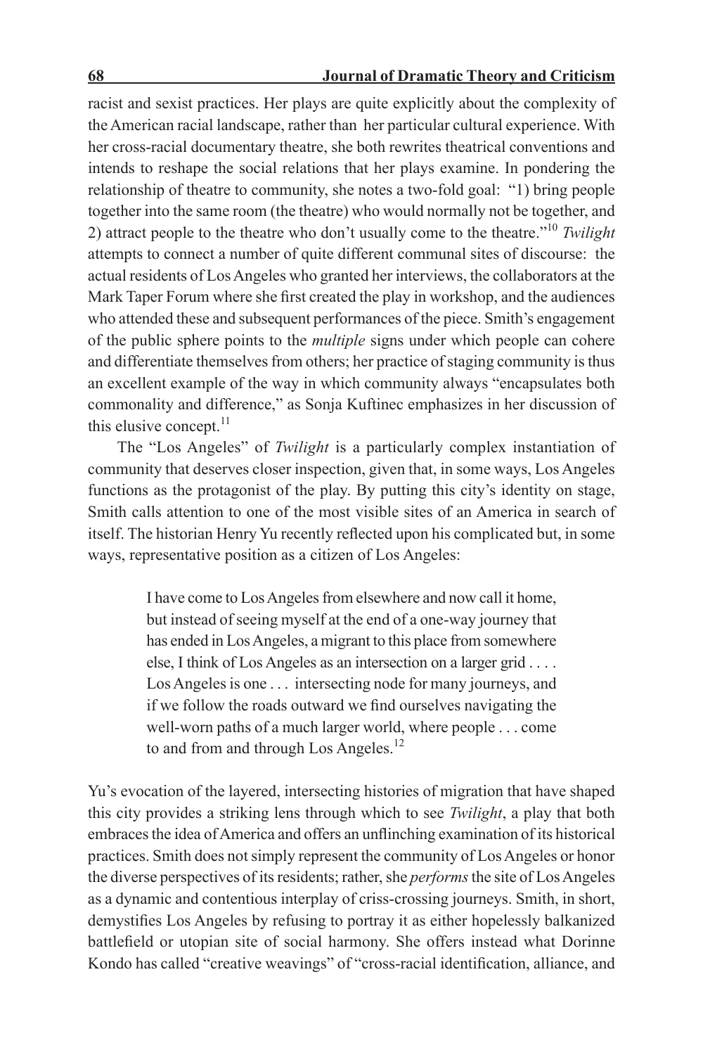racist and sexist practices. Her plays are quite explicitly about the complexity of the American racial landscape, rather than her particular cultural experience. With her cross-racial documentary theatre, she both rewrites theatrical conventions and intends to reshape the social relations that her plays examine. In pondering the relationship of theatre to community, she notes a two-fold goal: "1) bring people together into the same room (the theatre) who would normally not be together, and 2) attract people to the theatre who don't usually come to the theatre."[10] *Twilight* attempts to connect a number of quite different communal sites of discourse: the actual residents of Los Angeles who granted her interviews, the collaborators at the Mark Taper Forum where she first created the play in workshop, and the audiences who attended these and subsequent performances of the piece. Smith's engagement of the public sphere points to the *multiple* signs under which people can cohere and differentiate themselves from others; her practice of staging community is thus an excellent example of the way in which community always "encapsulates both commonality and difference," as Sonja Kuftinec emphasizes in her discussion of this elusive concept.[11]

The "Los Angeles" of *Twilight* is a particularly complex instantiation of community that deserves closer inspection, given that, in some ways, Los Angeles functions as the protagonist of the play. By putting this city's identity on stage, Smith calls attention to one of the most visible sites of an America in search of itself. The historian Henry Yu recently reflected upon his complicated but, in some ways, representative position as a citizen of Los Angeles:

> I have come to Los Angeles from elsewhere and now call it home, but instead of seeing myself at the end of a one-way journey that has ended in Los Angeles, a migrant to this place from somewhere else, I think of Los Angeles as an intersection on a larger grid . . . . Los Angeles is one . . . intersecting node for many journeys, and if we follow the roads outward we find ourselves navigating the well-worn paths of a much larger world, where people . . . come to and from and through Los Angeles.[12]

Yu's evocation of the layered, intersecting histories of migration that have shaped this city provides a striking lens through which to see *Twilight*, a play that both embraces the idea of America and offers an unflinching examination of its historical practices. Smith does not simply represent the community of Los Angeles or honor the diverse perspectives of its residents; rather, she *performs* the site of Los Angeles as a dynamic and contentious interplay of criss-crossing journeys. Smith, in short, demystifies Los Angeles by refusing to portray it as either hopelessly balkanized battlefield or utopian site of social harmony. She offers instead what Dorinne Kondo has called "creative weavings" of "cross-racial identification, alliance, and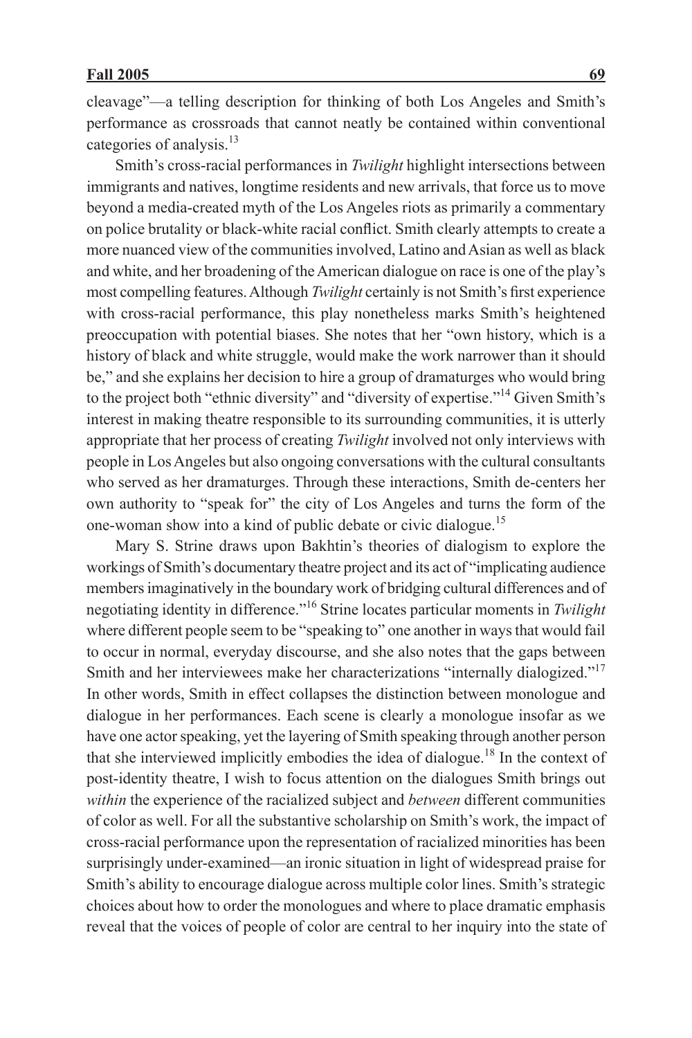cleavage"—a telling description for thinking of both Los Angeles and Smith's performance as crossroads that cannot neatly be contained within conventional categories of analysis.[13]

Smith's cross-racial performances in *Twilight* highlight intersections between immigrants and natives, longtime residents and new arrivals, that force us to move beyond a media-created myth of the Los Angeles riots as primarily a commentary on police brutality or black-white racial conflict. Smith clearly attempts to create a more nuanced view of the communities involved, Latino and Asian as well as black and white, and her broadening of the American dialogue on race is one of the play's most compelling features. Although *Twilight* certainly is not Smith's first experience with cross-racial performance, this play nonetheless marks Smith's heightened preoccupation with potential biases. She notes that her "own history, which is a history of black and white struggle, would make the work narrower than it should be," and she explains her decision to hire a group of dramaturges who would bring to the project both "ethnic diversity" and "diversity of expertise."[14] Given Smith's interest in making theatre responsible to its surrounding communities, it is utterly appropriate that her process of creating *Twilight* involved not only interviews with people in Los Angeles but also ongoing conversations with the cultural consultants who served as her dramaturges. Through these interactions, Smith de-centers her own authority to "speak for" the city of Los Angeles and turns the form of the one-woman show into a kind of public debate or civic dialogue.[15]

Mary S. Strine draws upon Bakhtin's theories of dialogism to explore the workings of Smith's documentary theatre project and its act of "implicating audience members imaginatively in the boundary work of bridging cultural differences and of negotiating identity in difference."[16] Strine locates particular moments in *Twilight* where different people seem to be "speaking to" one another in ways that would fail to occur in normal, everyday discourse, and she also notes that the gaps between Smith and her interviewees make her characterizations "internally dialogized."[17] In other words, Smith in effect collapses the distinction between monologue and dialogue in her performances. Each scene is clearly a monologue insofar as we have one actor speaking, yet the layering of Smith speaking through another person that she interviewed implicitly embodies the idea of dialogue.[18] In the context of post-identity theatre, I wish to focus attention on the dialogues Smith brings out *within* the experience of the racialized subject and *between* different communities of color as well. For all the substantive scholarship on Smith's work, the impact of cross-racial performance upon the representation of racialized minorities has been surprisingly under-examined—an ironic situation in light of widespread praise for Smith's ability to encourage dialogue across multiple color lines. Smith's strategic choices about how to order the monologues and where to place dramatic emphasis reveal that the voices of people of color are central to her inquiry into the state of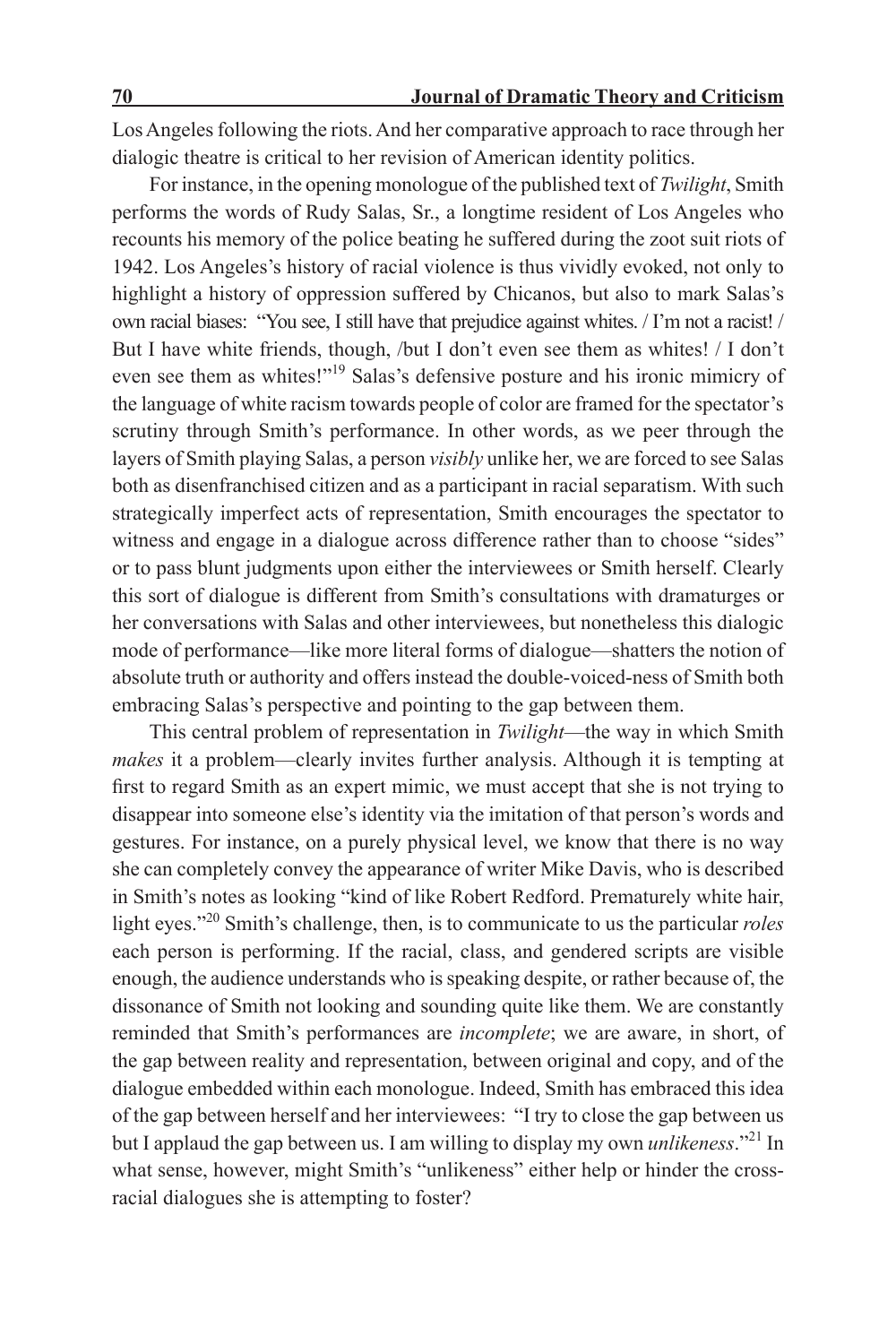Los Angeles following the riots. And her comparative approach to race through her dialogic theatre is critical to her revision of American identity politics.

For instance, in the opening monologue of the published text of *Twilight*, Smith performs the words of Rudy Salas, Sr., a longtime resident of Los Angeles who recounts his memory of the police beating he suffered during the zoot suit riots of 1942. Los Angeles's history of racial violence is thus vividly evoked, not only to highlight a history of oppression suffered by Chicanos, but also to mark Salas's own racial biases: "You see, I still have that prejudice against whites. / I'm not a racist! / But I have white friends, though, /but I don't even see them as whites! / I don't even see them as whites!"[19] Salas's defensive posture and his ironic mimicry of the language of white racism towards people of color are framed for the spectator's scrutiny through Smith's performance. In other words, as we peer through the layers of Smith playing Salas, a person *visibly* unlike her, we are forced to see Salas both as disenfranchised citizen and as a participant in racial separatism. With such strategically imperfect acts of representation, Smith encourages the spectator to witness and engage in a dialogue across difference rather than to choose "sides" or to pass blunt judgments upon either the interviewees or Smith herself. Clearly this sort of dialogue is different from Smith's consultations with dramaturges or her conversations with Salas and other interviewees, but nonetheless this dialogic mode of performance—like more literal forms of dialogue—shatters the notion of absolute truth or authority and offers instead the double-voiced-ness of Smith both embracing Salas's perspective and pointing to the gap between them.

This central problem of representation in *Twilight*—the way in which Smith *makes* it a problem—clearly invites further analysis. Although it is tempting at first to regard Smith as an expert mimic, we must accept that she is not trying to disappear into someone else's identity via the imitation of that person's words and gestures. For instance, on a purely physical level, we know that there is no way she can completely convey the appearance of writer Mike Davis, who is described in Smith's notes as looking "kind of like Robert Redford. Prematurely white hair, light eyes."[20] Smith's challenge, then, is to communicate to us the particular *roles* each person is performing. If the racial, class, and gendered scripts are visible enough, the audience understands who is speaking despite, or rather because of, the dissonance of Smith not looking and sounding quite like them. We are constantly reminded that Smith's performances are *incomplete*; we are aware, in short, of the gap between reality and representation, between original and copy, and of the dialogue embedded within each monologue. Indeed, Smith has embraced this idea of the gap between herself and her interviewees: "I try to close the gap between us but I applaud the gap between us. I am willing to display my own *unlikeness*."[21] In what sense, however, might Smith's "unlikeness" either help or hinder the cross-racial dialogues she is attempting to foster?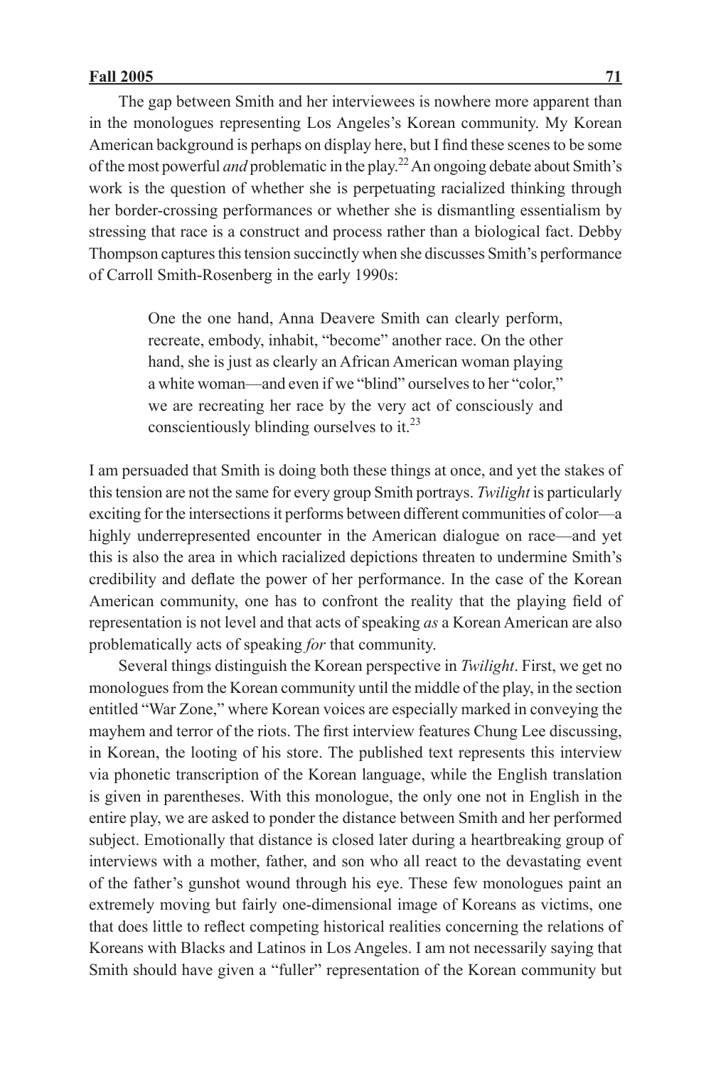The gap between Smith and her interviewees is nowhere more apparent than in the monologues representing Los Angeles's Korean community. My Korean American background is perhaps on display here, but I find these scenes to be some of the most powerful *and* problematic in the play.[22] An ongoing debate about Smith's work is the question of whether she is perpetuating racialized thinking through her border-crossing performances or whether she is dismantling essentialism by stressing that race is a construct and process rather than a biological fact. Debby Thompson captures this tension succinctly when she discusses Smith's performance of Carroll Smith-Rosenberg in the early 1990s:

> One the one hand, Anna Deavere Smith can clearly perform, recreate, embody, inhabit, "become" another race. On the other hand, she is just as clearly an African American woman playing a white woman—and even if we "blind" ourselves to her "color," we are recreating her race by the very act of consciously and conscientiously blinding ourselves to it.[23]

I am persuaded that Smith is doing both these things at once, and yet the stakes of this tension are not the same for every group Smith portrays. *Twilight* is particularly exciting for the intersections it performs between different communities of color—a highly underrepresented encounter in the American dialogue on race—and yet this is also the area in which racialized depictions threaten to undermine Smith's credibility and deflate the power of her performance. In the case of the Korean American community, one has to confront the reality that the playing field of representation is not level and that acts of speaking *as* a Korean American are also problematically acts of speaking *for* that community.

Several things distinguish the Korean perspective in *Twilight*. First, we get no monologues from the Korean community until the middle of the play, in the section entitled "War Zone," where Korean voices are especially marked in conveying the mayhem and terror of the riots. The first interview features Chung Lee discussing, in Korean, the looting of his store. The published text represents this interview via phonetic transcription of the Korean language, while the English translation is given in parentheses. With this monologue, the only one not in English in the entire play, we are asked to ponder the distance between Smith and her performed subject. Emotionally that distance is closed later during a heartbreaking group of interviews with a mother, father, and son who all react to the devastating event of the father's gunshot wound through his eye. These few monologues paint an extremely moving but fairly one-dimensional image of Koreans as victims, one that does little to reflect competing historical realities concerning the relations of Koreans with Blacks and Latinos in Los Angeles. I am not necessarily saying that Smith should have given a "fuller" representation of the Korean community but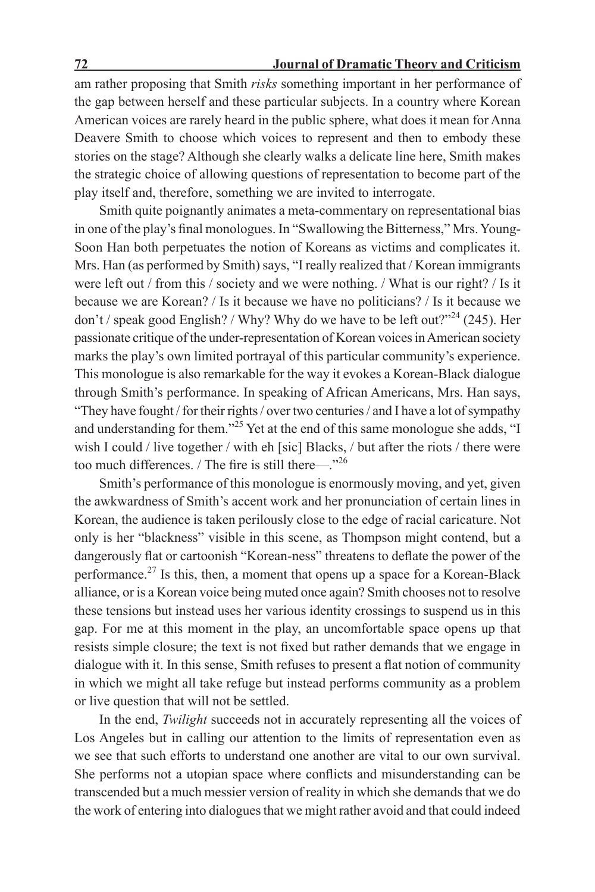am rather proposing that Smith *risks* something important in her performance of the gap between herself and these particular subjects. In a country where Korean American voices are rarely heard in the public sphere, what does it mean for Anna Deavere Smith to choose which voices to represent and then to embody these stories on the stage? Although she clearly walks a delicate line here, Smith makes the strategic choice of allowing questions of representation to become part of the play itself and, therefore, something we are invited to interrogate.

Smith quite poignantly animates a meta-commentary on representational bias in one of the play's final monologues. In "Swallowing the Bitterness," Mrs. Young-Soon Han both perpetuates the notion of Koreans as victims and complicates it. Mrs. Han (as performed by Smith) says, "I really realized that / Korean immigrants were left out / from this / society and we were nothing. / What is our right? / Is it because we are Korean? / Is it because we have no politicians? / Is it because we don't / speak good English? / Why? Why do we have to be left out?"[24] (245). Her passionate critique of the under-representation of Korean voices in American society marks the play's own limited portrayal of this particular community's experience. This monologue is also remarkable for the way it evokes a Korean-Black dialogue through Smith's performance. In speaking of African Americans, Mrs. Han says, "They have fought / for their rights / over two centuries / and I have a lot of sympathy and understanding for them."[25] Yet at the end of this same monologue she adds, "I wish I could / live together / with eh [sic] Blacks, / but after the riots / there were too much differences. / The fire is still there—."[26]

Smith's performance of this monologue is enormously moving, and yet, given the awkwardness of Smith's accent work and her pronunciation of certain lines in Korean, the audience is taken perilously close to the edge of racial caricature. Not only is her "blackness" visible in this scene, as Thompson might contend, but a dangerously flat or cartoonish "Korean-ness" threatens to deflate the power of the performance.[27] Is this, then, a moment that opens up a space for a Korean-Black alliance, or is a Korean voice being muted once again? Smith chooses not to resolve these tensions but instead uses her various identity crossings to suspend us in this gap. For me at this moment in the play, an uncomfortable space opens up that resists simple closure; the text is not fixed but rather demands that we engage in dialogue with it. In this sense, Smith refuses to present a flat notion of community in which we might all take refuge but instead performs community as a problem or live question that will not be settled.

In the end, *Twilight* succeeds not in accurately representing all the voices of Los Angeles but in calling our attention to the limits of representation even as we see that such efforts to understand one another are vital to our own survival. She performs not a utopian space where conflicts and misunderstanding can be transcended but a much messier version of reality in which she demands that we do the work of entering into dialogues that we might rather avoid and that could indeed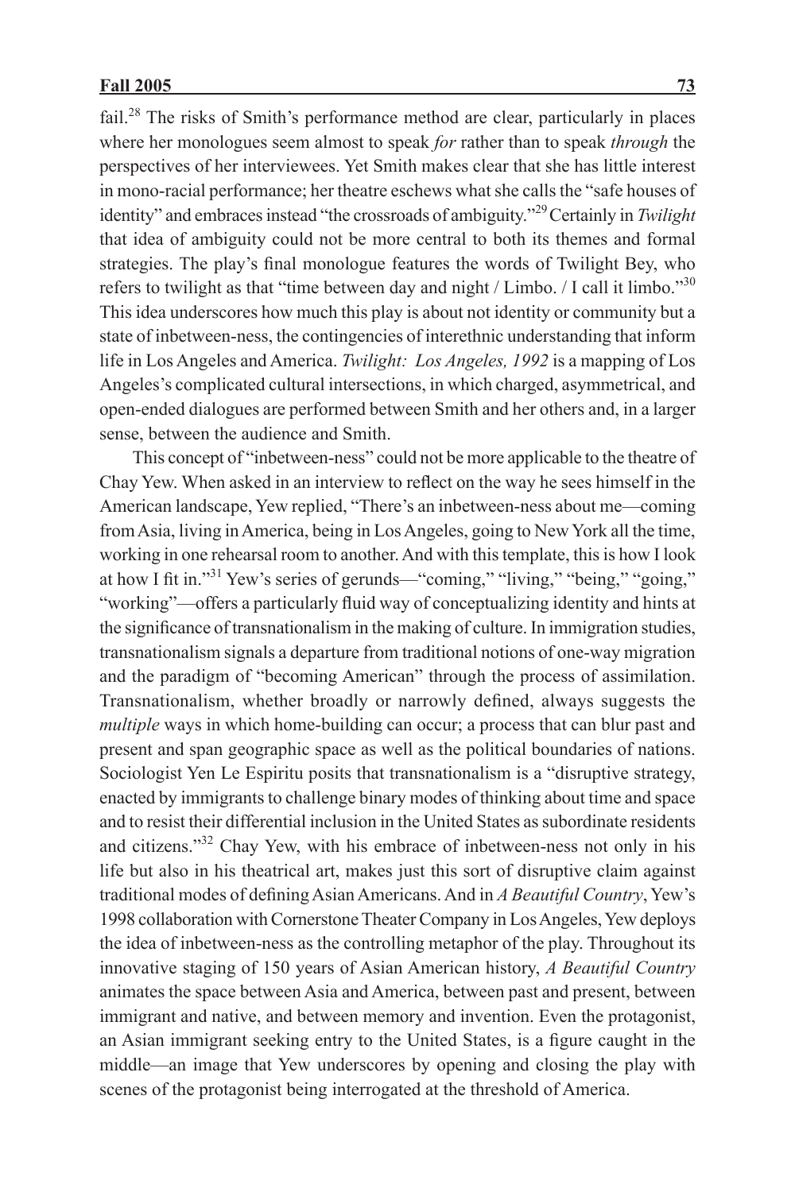fail.[28] The risks of Smith's performance method are clear, particularly in places where her monologues seem almost to speak *for* rather than to speak *through* the perspectives of her interviewees. Yet Smith makes clear that she has little interest in mono-racial performance; her theatre eschews what she calls the "safe houses of identity" and embraces instead "the crossroads of ambiguity."[29] Certainly in *Twilight* that idea of ambiguity could not be more central to both its themes and formal strategies. The play's final monologue features the words of Twilight Bey, who refers to twilight as that "time between day and night / Limbo. / I call it limbo."[30] This idea underscores how much this play is about not identity or community but a state of inbetween-ness, the contingencies of interethnic understanding that inform life in Los Angeles and America. *Twilight: Los Angeles, 1992* is a mapping of Los Angeles's complicated cultural intersections, in which charged, asymmetrical, and open-ended dialogues are performed between Smith and her others and, in a larger sense, between the audience and Smith.

This concept of "inbetween-ness" could not be more applicable to the theatre of Chay Yew. When asked in an interview to reflect on the way he sees himself in the American landscape, Yew replied, "There's an inbetween-ness about me—coming from Asia, living in America, being in Los Angeles, going to New York all the time, working in one rehearsal room to another. And with this template, this is how I look at how I fit in."[31] Yew's series of gerunds—"coming," "living," "being," "going," "working"—offers a particularly fluid way of conceptualizing identity and hints at the significance of transnationalism in the making of culture. In immigration studies, transnationalism signals a departure from traditional notions of one-way migration and the paradigm of "becoming American" through the process of assimilation. Transnationalism, whether broadly or narrowly defined, always suggests the *multiple* ways in which home-building can occur; a process that can blur past and present and span geographic space as well as the political boundaries of nations. Sociologist Yen Le Espiritu posits that transnationalism is a "disruptive strategy, enacted by immigrants to challenge binary modes of thinking about time and space and to resist their differential inclusion in the United States as subordinate residents and citizens."[32] Chay Yew, with his embrace of inbetween-ness not only in his life but also in his theatrical art, makes just this sort of disruptive claim against traditional modes of defining Asian Americans. And in *A Beautiful Country*, Yew's 1998 collaboration with Cornerstone Theater Company in Los Angeles, Yew deploys the idea of inbetween-ness as the controlling metaphor of the play. Throughout its innovative staging of 150 years of Asian American history, *A Beautiful Country* animates the space between Asia and America, between past and present, between immigrant and native, and between memory and invention. Even the protagonist, an Asian immigrant seeking entry to the United States, is a figure caught in the middle—an image that Yew underscores by opening and closing the play with scenes of the protagonist being interrogated at the threshold of America.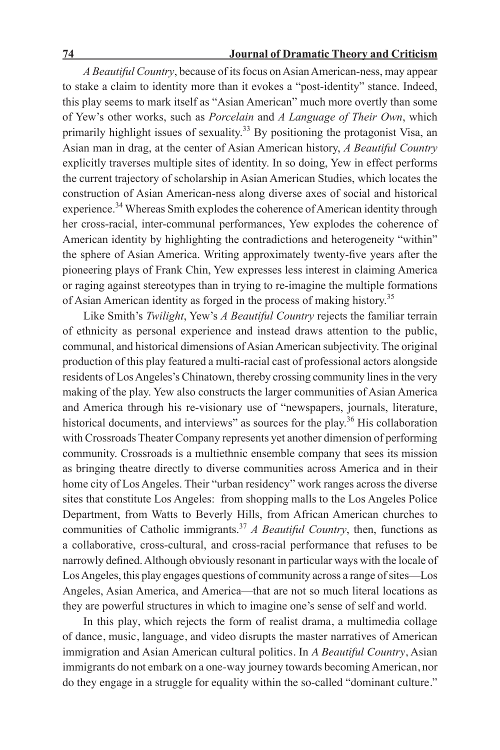*A Beautiful Country*, because of its focus on Asian American-ness, may appear to stake a claim to identity more than it evokes a "post-identity" stance. Indeed, this play seems to mark itself as "Asian American" much more overtly than some of Yew's other works, such as *Porcelain* and *A Language of Their Own*, which primarily highlight issues of sexuality.[33] By positioning the protagonist Visa, an Asian man in drag, at the center of Asian American history, *A Beautiful Country* explicitly traverses multiple sites of identity. In so doing, Yew in effect performs the current trajectory of scholarship in Asian American Studies, which locates the construction of Asian American-ness along diverse axes of social and historical experience.[34] Whereas Smith explodes the coherence of American identity through her cross-racial, inter-communal performances, Yew explodes the coherence of American identity by highlighting the contradictions and heterogeneity "within" the sphere of Asian America. Writing approximately twenty-five years after the pioneering plays of Frank Chin, Yew expresses less interest in claiming America or raging against stereotypes than in trying to re-imagine the multiple formations of Asian American identity as forged in the process of making history.[35]

Like Smith's *Twilight*, Yew's *A Beautiful Country* rejects the familiar terrain of ethnicity as personal experience and instead draws attention to the public, communal, and historical dimensions of Asian American subjectivity. The original production of this play featured a multi-racial cast of professional actors alongside residents of Los Angeles's Chinatown, thereby crossing community lines in the very making of the play. Yew also constructs the larger communities of Asian America and America through his re-visionary use of "newspapers, journals, literature, historical documents, and interviews" as sources for the play.[36] His collaboration with Crossroads Theater Company represents yet another dimension of performing community. Crossroads is a multiethnic ensemble company that sees its mission as bringing theatre directly to diverse communities across America and in their home city of Los Angeles. Their "urban residency" work ranges across the diverse sites that constitute Los Angeles: from shopping malls to the Los Angeles Police Department, from Watts to Beverly Hills, from African American churches to communities of Catholic immigrants.[37] *A Beautiful Country*, then, functions as a collaborative, cross-cultural, and cross-racial performance that refuses to be narrowly defined. Although obviously resonant in particular ways with the locale of Los Angeles, this play engages questions of community across a range of sites—Los Angeles, Asian America, and America—that are not so much literal locations as they are powerful structures in which to imagine one's sense of self and world.

In this play, which rejects the form of realist drama, a multimedia collage of dance, music, language, and video disrupts the master narratives of American immigration and Asian American cultural politics. In *A Beautiful Country*, Asian immigrants do not embark on a one-way journey towards becoming American, nor do they engage in a struggle for equality within the so-called "dominant culture."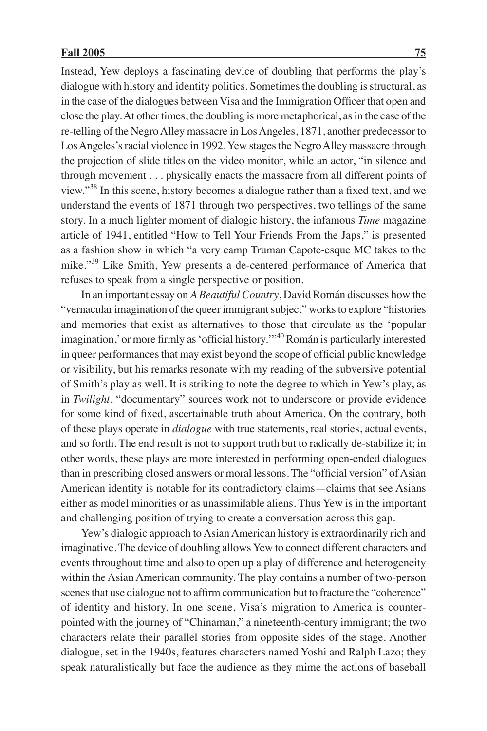Instead, Yew deploys a fascinating device of doubling that performs the play's dialogue with history and identity politics. Sometimes the doubling is structural, as in the case of the dialogues between Visa and the Immigration Officer that open and close the play. At other times, the doubling is more metaphorical, as in the case of the re-telling of the Negro Alley massacre in Los Angeles, 1871, another predecessor to Los Angeles's racial violence in 1992. Yew stages the Negro Alley massacre through the projection of slide titles on the video monitor, while an actor, "in silence and through movement . . . physically enacts the massacre from all different points of view."[38] In this scene, history becomes a dialogue rather than a fixed text, and we understand the events of 1871 through two perspectives, two tellings of the same story. In a much lighter moment of dialogic history, the infamous *Time* magazine article of 1941, entitled "How to Tell Your Friends From the Japs," is presented as a fashion show in which "a very camp Truman Capote-esque MC takes to the mike."[39] Like Smith, Yew presents a de-centered performance of America that refuses to speak from a single perspective or position.

In an important essay on *A Beautiful Country*, David Román discusses how the "vernacular imagination of the queer immigrant subject" works to explore "histories and memories that exist as alternatives to those that circulate as the 'popular imagination,' or more firmly as 'official history.'"[40] Román is particularly interested in queer performances that may exist beyond the scope of official public knowledge or visibility, but his remarks resonate with my reading of the subversive potential of Smith's play as well. It is striking to note the degree to which in Yew's play, as in *Twilight*, "documentary" sources work not to underscore or provide evidence for some kind of fixed, ascertainable truth about America. On the contrary, both of these plays operate in *dialogue* with true statements, real stories, actual events, and so forth. The end result is not to support truth but to radically de-stabilize it; in other words, these plays are more interested in performing open-ended dialogues than in prescribing closed answers or moral lessons. The "official version" of Asian American identity is notable for its contradictory claims—claims that see Asians either as model minorities or as unassimilable aliens. Thus Yew is in the important and challenging position of trying to create a conversation across this gap.

Yew's dialogic approach to Asian American history is extraordinarily rich and imaginative. The device of doubling allows Yew to connect different characters and events throughout time and also to open up a play of difference and heterogeneity within the Asian American community. The play contains a number of two-person scenes that use dialogue not to affirm communication but to fracture the "coherence" of identity and history. In one scene, Visa's migration to America is counter-pointed with the journey of "Chinaman," a nineteenth-century immigrant; the two characters relate their parallel stories from opposite sides of the stage. Another dialogue, set in the 1940s, features characters named Yoshi and Ralph Lazo; they speak naturalistically but face the audience as they mime the actions of baseball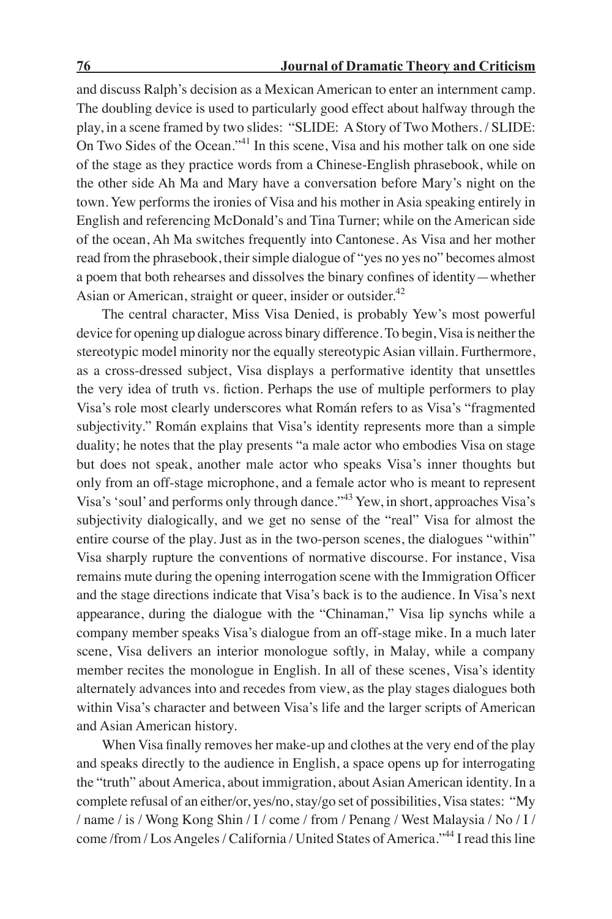and discuss Ralph's decision as a Mexican American to enter an internment camp. The doubling device is used to particularly good effect about halfway through the play, in a scene framed by two slides: "SLIDE: A Story of Two Mothers. / SLIDE: On Two Sides of the Ocean."[41] In this scene, Visa and his mother talk on one side of the stage as they practice words from a Chinese-English phrasebook, while on the other side Ah Ma and Mary have a conversation before Mary's night on the town. Yew performs the ironies of Visa and his mother in Asia speaking entirely in English and referencing McDonald's and Tina Turner; while on the American side of the ocean, Ah Ma switches frequently into Cantonese. As Visa and her mother read from the phrasebook, their simple dialogue of "yes no yes no" becomes almost a poem that both rehearses and dissolves the binary confines of identity—whether Asian or American, straight or queer, insider or outsider.[42]

The central character, Miss Visa Denied, is probably Yew's most powerful device for opening up dialogue across binary difference. To begin, Visa is neither the stereotypic model minority nor the equally stereotypic Asian villain. Furthermore, as a cross-dressed subject, Visa displays a performative identity that unsettles the very idea of truth vs. fiction. Perhaps the use of multiple performers to play Visa's role most clearly underscores what Román refers to as Visa's "fragmented subjectivity." Román explains that Visa's identity represents more than a simple duality; he notes that the play presents "a male actor who embodies Visa on stage but does not speak, another male actor who speaks Visa's inner thoughts but only from an off-stage microphone, and a female actor who is meant to represent Visa's 'soul' and performs only through dance."[43] Yew, in short, approaches Visa's subjectivity dialogically, and we get no sense of the "real" Visa for almost the entire course of the play. Just as in the two-person scenes, the dialogues "within" Visa sharply rupture the conventions of normative discourse. For instance, Visa remains mute during the opening interrogation scene with the Immigration Officer and the stage directions indicate that Visa's back is to the audience. In Visa's next appearance, during the dialogue with the "Chinaman," Visa lip synchs while a company member speaks Visa's dialogue from an off-stage mike. In a much later scene, Visa delivers an interior monologue softly, in Malay, while a company member recites the monologue in English. In all of these scenes, Visa's identity alternately advances into and recedes from view, as the play stages dialogues both within Visa's character and between Visa's life and the larger scripts of American and Asian American history.

When Visa finally removes her make-up and clothes at the very end of the play and speaks directly to the audience in English, a space opens up for interrogating the "truth" about America, about immigration, about Asian American identity. In a complete refusal of an either/or, yes/no, stay/go set of possibilities, Visa states: "My / name / is / Wong Kong Shin / I / come / from / Penang / West Malaysia / No / I / come /from / Los Angeles / California / United States of America."[44] I read this line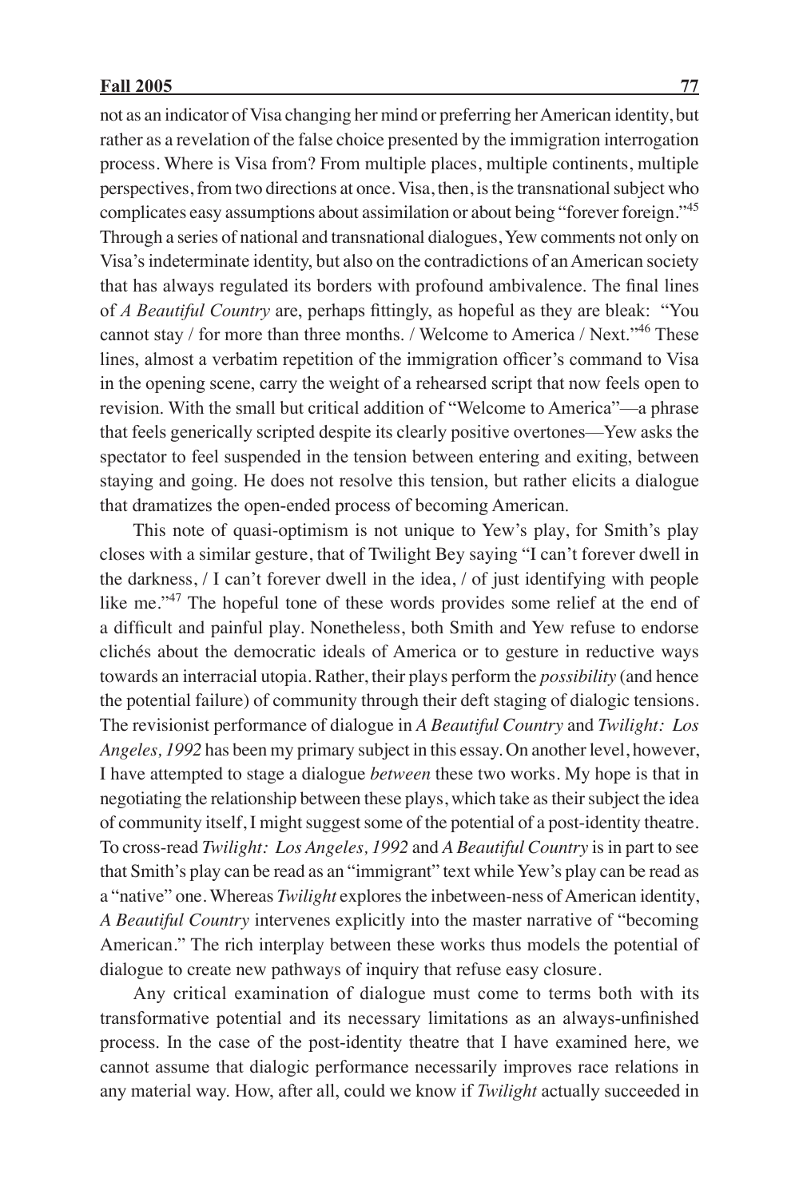not as an indicator of Visa changing her mind or preferring her American identity, but rather as a revelation of the false choice presented by the immigration interrogation process. Where is Visa from? From multiple places, multiple continents, multiple perspectives, from two directions at once. Visa, then, is the transnational subject who complicates easy assumptions about assimilation or about being "forever foreign."[45] Through a series of national and transnational dialogues, Yew comments not only on Visa's indeterminate identity, but also on the contradictions of an American society that has always regulated its borders with profound ambivalence. The final lines of *A Beautiful Country* are, perhaps fittingly, as hopeful as they are bleak: "You cannot stay / for more than three months. / Welcome to America / Next."[46] These lines, almost a verbatim repetition of the immigration officer's command to Visa in the opening scene, carry the weight of a rehearsed script that now feels open to revision. With the small but critical addition of "Welcome to America"—a phrase that feels generically scripted despite its clearly positive overtones—Yew asks the spectator to feel suspended in the tension between entering and exiting, between staying and going. He does not resolve this tension, but rather elicits a dialogue that dramatizes the open-ended process of becoming American.

This note of quasi-optimism is not unique to Yew's play, for Smith's play closes with a similar gesture, that of Twilight Bey saying "I can't forever dwell in the darkness, / I can't forever dwell in the idea, / of just identifying with people like me."[47] The hopeful tone of these words provides some relief at the end of a difficult and painful play. Nonetheless, both Smith and Yew refuse to endorse clichés about the democratic ideals of America or to gesture in reductive ways towards an interracial utopia. Rather, their plays perform the *possibility* (and hence the potential failure) of community through their deft staging of dialogic tensions. The revisionist performance of dialogue in *A Beautiful Country* and *Twilight: Los Angeles, 1992* has been my primary subject in this essay. On another level, however, I have attempted to stage a dialogue *between* these two works. My hope is that in negotiating the relationship between these plays, which take as their subject the idea of community itself, I might suggest some of the potential of a post-identity theatre. To cross-read *Twilight: Los Angeles, 1992* and *A Beautiful Country* is in part to see that Smith's play can be read as an "immigrant" text while Yew's play can be read as a "native" one. Whereas *Twilight* explores the inbetween-ness of American identity, *A Beautiful Country* intervenes explicitly into the master narrative of "becoming American." The rich interplay between these works thus models the potential of dialogue to create new pathways of inquiry that refuse easy closure.

Any critical examination of dialogue must come to terms both with its transformative potential and its necessary limitations as an always-unfinished process. In the case of the post-identity theatre that I have examined here, we cannot assume that dialogic performance necessarily improves race relations in any material way. How, after all, could we know if *Twilight* actually succeeded in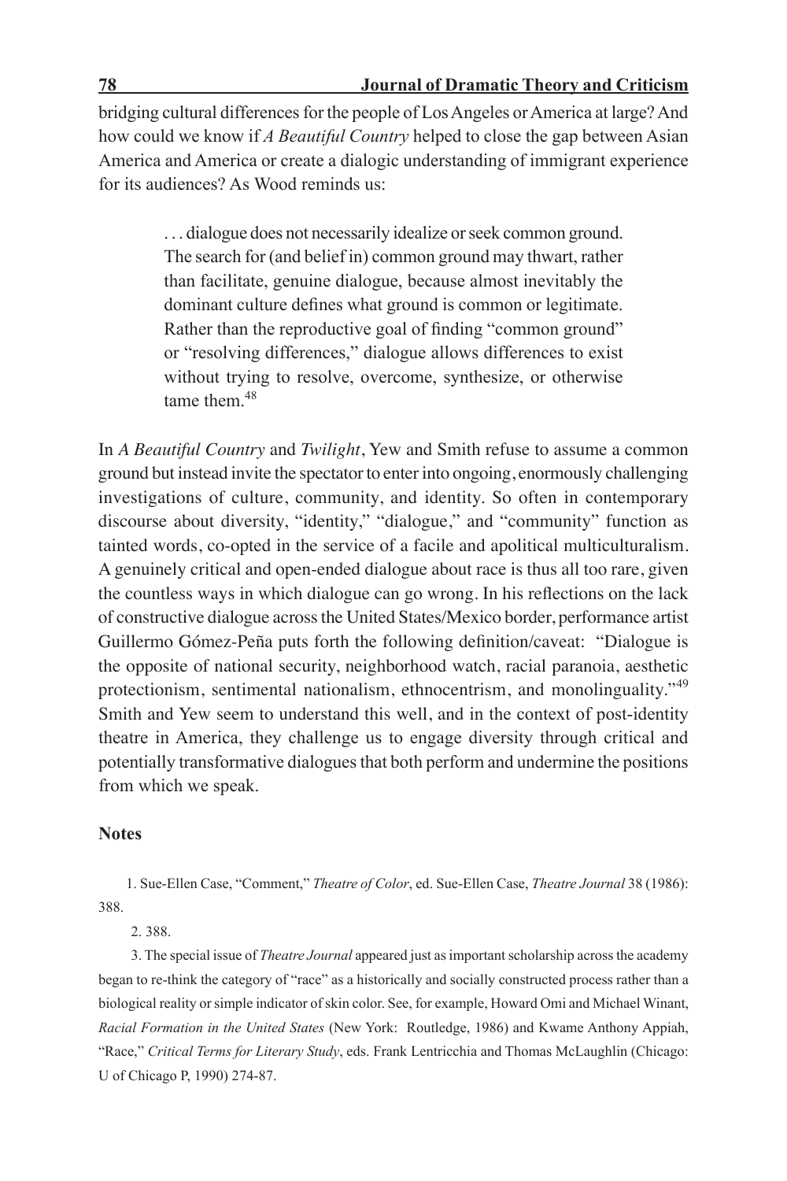bridging cultural differences for the people of Los Angeles or America at large? And how could we know if *A Beautiful Country* helped to close the gap between Asian America and America or create a dialogic understanding of immigrant experience for its audiences? As Wood reminds us:

> . . . dialogue does not necessarily idealize or seek common ground. The search for (and belief in) common ground may thwart, rather than facilitate, genuine dialogue, because almost inevitably the dominant culture defines what ground is common or legitimate. Rather than the reproductive goal of finding "common ground" or "resolving differences," dialogue allows differences to exist without trying to resolve, overcome, synthesize, or otherwise tame them.[48]

In *A Beautiful Country* and *Twilight*, Yew and Smith refuse to assume a common ground but instead invite the spectator to enter into ongoing, enormously challenging investigations of culture, community, and identity. So often in contemporary discourse about diversity, "identity," "dialogue," and "community" function as tainted words, co-opted in the service of a facile and apolitical multiculturalism. A genuinely critical and open-ended dialogue about race is thus all too rare, given the countless ways in which dialogue can go wrong. In his reflections on the lack of constructive dialogue across the United States/Mexico border, performance artist Guillermo Gómez-Peña puts forth the following definition/caveat: "Dialogue is the opposite of national security, neighborhood watch, racial paranoia, aesthetic protectionism, sentimental nationalism, ethnocentrism, and monolinguality."[49] Smith and Yew seem to understand this well, and in the context of post-identity theatre in America, they challenge us to engage diversity through critical and potentially transformative dialogues that both perform and undermine the positions from which we speak.

## Notes

1. Sue-Ellen Case, "Comment," *Theatre of Color*, ed. Sue-Ellen Case, *Theatre Journal* 38 (1986): 388.

2. 388.

3. The special issue of *Theatre Journal* appeared just as important scholarship across the academy began to re-think the category of "race" as a historically and socially constructed process rather than a biological reality or simple indicator of skin color. See, for example, Howard Omi and Michael Winant, *Racial Formation in the United States* (New York: Routledge, 1986) and Kwame Anthony Appiah, "Race," *Critical Terms for Literary Study*, eds. Frank Lentricchia and Thomas McLaughlin (Chicago: U of Chicago P, 1990) 274-87.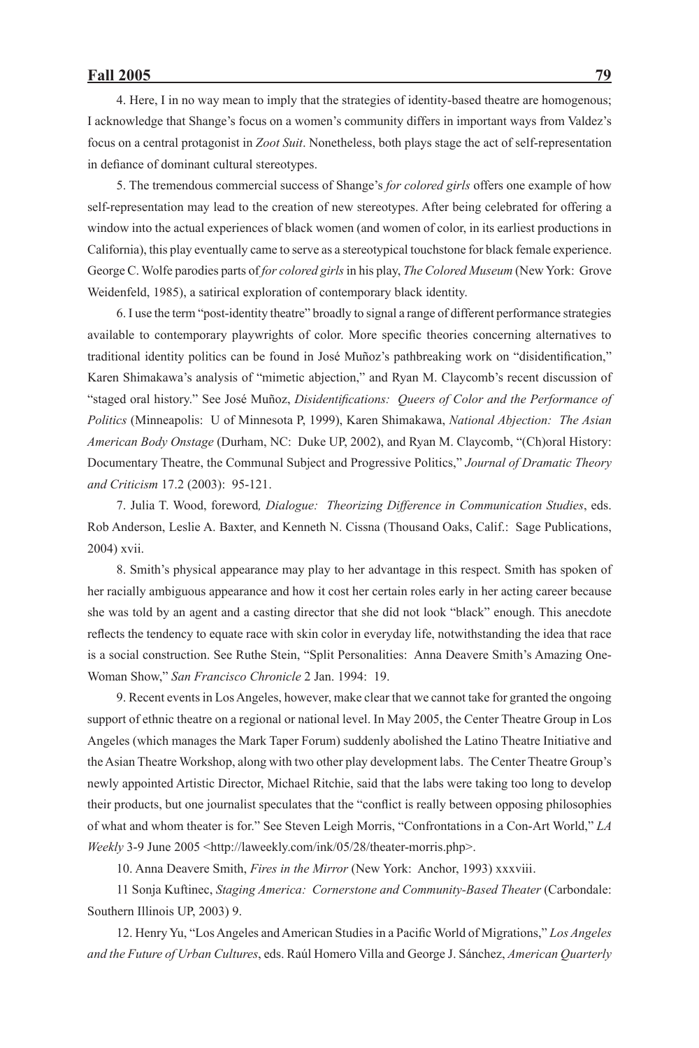4. Here, I in no way mean to imply that the strategies of identity-based theatre are homogenous; I acknowledge that Shange's focus on a women's community differs in important ways from Valdez's focus on a central protagonist in *Zoot Suit*. Nonetheless, both plays stage the act of self-representation in defiance of dominant cultural stereotypes.

5. The tremendous commercial success of Shange's *for colored girls* offers one example of how self-representation may lead to the creation of new stereotypes. After being celebrated for offering a window into the actual experiences of black women (and women of color, in its earliest productions in California), this play eventually came to serve as a stereotypical touchstone for black female experience. George C. Wolfe parodies parts of *for colored girls* in his play, *The Colored Museum* (New York: Grove Weidenfeld, 1985), a satirical exploration of contemporary black identity.

6. I use the term "post-identity theatre" broadly to signal a range of different performance strategies available to contemporary playwrights of color. More specific theories concerning alternatives to traditional identity politics can be found in José Muñoz's pathbreaking work on "disidentification," Karen Shimakawa's analysis of "mimetic abjection," and Ryan M. Claycomb's recent discussion of "staged oral history." See José Muñoz, *Disidentifications: Queers of Color and the Performance of Politics* (Minneapolis: U of Minnesota P, 1999), Karen Shimakawa, *National Abjection: The Asian American Body Onstage* (Durham, NC: Duke UP, 2002), and Ryan M. Claycomb, "(Ch)oral History: Documentary Theatre, the Communal Subject and Progressive Politics," *Journal of Dramatic Theory and Criticism* 17.2 (2003): 95-121.

7. Julia T. Wood, foreword*, Dialogue: Theorizing Difference in Communication Studies*, eds. Rob Anderson, Leslie A. Baxter, and Kenneth N. Cissna (Thousand Oaks, Calif.: Sage Publications, 2004) xvii.

8. Smith's physical appearance may play to her advantage in this respect. Smith has spoken of her racially ambiguous appearance and how it cost her certain roles early in her acting career because she was told by an agent and a casting director that she did not look "black" enough. This anecdote reflects the tendency to equate race with skin color in everyday life, notwithstanding the idea that race is a social construction. See Ruthe Stein, "Split Personalities: Anna Deavere Smith's Amazing One-Woman Show," *San Francisco Chronicle* 2 Jan. 1994: 19.

9. Recent events in Los Angeles, however, make clear that we cannot take for granted the ongoing support of ethnic theatre on a regional or national level. In May 2005, the Center Theatre Group in Los Angeles (which manages the Mark Taper Forum) suddenly abolished the Latino Theatre Initiative and the Asian Theatre Workshop, along with two other play development labs. The Center Theatre Group's newly appointed Artistic Director, Michael Ritchie, said that the labs were taking too long to develop their products, but one journalist speculates that the "conflict is really between opposing philosophies of what and whom theater is for." See Steven Leigh Morris, "Confrontations in a Con-Art World," *LA Weekly* 3-9 June 2005 <http://laweekly.com/ink/05/28/theater-morris.php>.

10. Anna Deavere Smith, *Fires in the Mirror* (New York: Anchor, 1993) xxxviii.

11 Sonja Kuftinec, *Staging America: Cornerstone and Community-Based Theater* (Carbondale: Southern Illinois UP, 2003) 9.

12. Henry Yu, "Los Angeles and American Studies in a Pacific World of Migrations," *Los Angeles and the Future of Urban Cultures*, eds. Raúl Homero Villa and George J. Sánchez, *American Quarterly*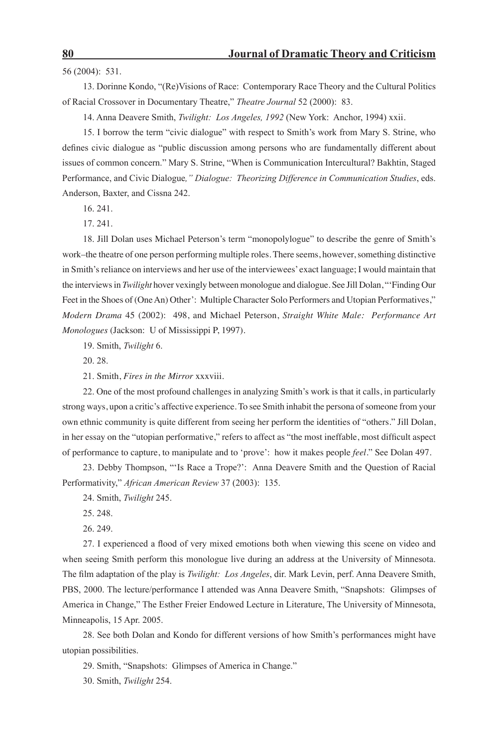56 (2004): 531.

13. Dorinne Kondo, "(Re)Visions of Race: Contemporary Race Theory and the Cultural Politics of Racial Crossover in Documentary Theatre," *Theatre Journal* 52 (2000): 83.

14. Anna Deavere Smith, *Twilight: Los Angeles, 1992* (New York: Anchor, 1994) xxii.

15. I borrow the term "civic dialogue" with respect to Smith's work from Mary S. Strine, who defines civic dialogue as "public discussion among persons who are fundamentally different about issues of common concern." Mary S. Strine, "When is Communication Intercultural? Bakhtin, Staged Performance, and Civic Dialogue*," Dialogue: Theorizing Difference in Communication Studies*, eds. Anderson, Baxter, and Cissna 242.

16. 241.

17. 241.

18. Jill Dolan uses Michael Peterson's term "monopolylogue" to describe the genre of Smith's work–the theatre of one person performing multiple roles. There seems, however, something distinctive in Smith's reliance on interviews and her use of the interviewees' exact language; I would maintain that the interviews in *Twilight* hover vexingly between monologue and dialogue. See Jill Dolan, "'Finding Our Feet in the Shoes of (One An) Other': Multiple Character Solo Performers and Utopian Performatives," *Modern Drama* 45 (2002): 498, and Michael Peterson, *Straight White Male: Performance Art Monologues* (Jackson: U of Mississippi P, 1997).

19. Smith, *Twilight* 6.

20. 28.

21. Smith, *Fires in the Mirror* xxxviii.

22. One of the most profound challenges in analyzing Smith's work is that it calls, in particularly strong ways, upon a critic's affective experience. To see Smith inhabit the persona of someone from your own ethnic community is quite different from seeing her perform the identities of "others." Jill Dolan, in her essay on the "utopian performative," refers to affect as "the most ineffable, most difficult aspect of performance to capture, to manipulate and to 'prove': how it makes people *feel*." See Dolan 497.

23. Debby Thompson, "'Is Race a Trope?': Anna Deavere Smith and the Question of Racial Performativity," *African American Review* 37 (2003): 135.

24. Smith, *Twilight* 245.

25. 248.

26. 249.

27. I experienced a flood of very mixed emotions both when viewing this scene on video and when seeing Smith perform this monologue live during an address at the University of Minnesota. The film adaptation of the play is *Twilight: Los Angeles*, dir. Mark Levin, perf. Anna Deavere Smith, PBS, 2000. The lecture/performance I attended was Anna Deavere Smith, "Snapshots: Glimpses of America in Change," The Esther Freier Endowed Lecture in Literature, The University of Minnesota, Minneapolis, 15 Apr. 2005.

28. See both Dolan and Kondo for different versions of how Smith's performances might have utopian possibilities.

29. Smith, "Snapshots: Glimpses of America in Change."

30. Smith, *Twilight* 254.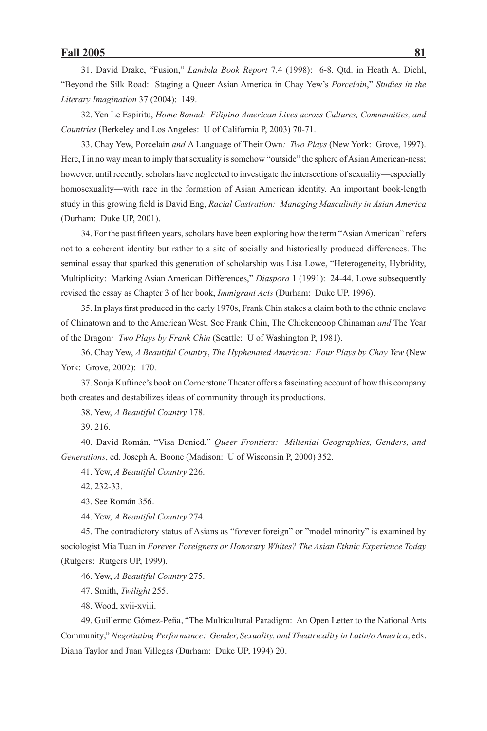31. David Drake, "Fusion," *Lambda Book Report* 7.4 (1998): 6-8. Qtd. in Heath A. Diehl, "Beyond the Silk Road: Staging a Queer Asian America in Chay Yew's *Porcelain*," *Studies in the Literary Imagination* 37 (2004): 149.

32. Yen Le Espiritu, *Home Bound: Filipino American Lives across Cultures, Communities, and Countries* (Berkeley and Los Angeles: U of California P, 2003) 70-71.

33. Chay Yew, Porcelain *and* A Language of Their Own*: Two Plays* (New York: Grove, 1997). Here, I in no way mean to imply that sexuality is somehow "outside" the sphere of Asian American-ness; however, until recently, scholars have neglected to investigate the intersections of sexuality—especially homosexuality—with race in the formation of Asian American identity. An important book-length study in this growing field is David Eng, *Racial Castration: Managing Masculinity in Asian America* (Durham: Duke UP, 2001).

34. For the past fifteen years, scholars have been exploring how the term "Asian American" refers not to a coherent identity but rather to a site of socially and historically produced differences. The seminal essay that sparked this generation of scholarship was Lisa Lowe, "Heterogeneity, Hybridity, Multiplicity: Marking Asian American Differences," *Diaspora* 1 (1991): 24-44. Lowe subsequently revised the essay as Chapter 3 of her book, *Immigrant Acts* (Durham: Duke UP, 1996).

35. In plays first produced in the early 1970s, Frank Chin stakes a claim both to the ethnic enclave of Chinatown and to the American West. See Frank Chin, The Chickencoop Chinaman *and* The Year of the Dragon*: Two Plays by Frank Chin* (Seattle: U of Washington P, 1981).

36. Chay Yew, *A Beautiful Country*, *The Hyphenated American: Four Plays by Chay Yew* (New York: Grove, 2002): 170.

37. Sonja Kuftinec's book on Cornerstone Theater offers a fascinating account of how this company both creates and destabilizes ideas of community through its productions.

38. Yew, *A Beautiful Country* 178.

39. 216.

40. David Román, "Visa Denied," *Queer Frontiers: Millenial Geographies, Genders, and Generations*, ed. Joseph A. Boone (Madison: U of Wisconsin P, 2000) 352.

41. Yew, *A Beautiful Country* 226.

42. 232-33.

43. See Román 356.

44. Yew, *A Beautiful Country* 274.

45. The contradictory status of Asians as "forever foreign" or "model minority" is examined by sociologist Mia Tuan in *Forever Foreigners or Honorary Whites? The Asian Ethnic Experience Today* (Rutgers: Rutgers UP, 1999).

46. Yew, *A Beautiful Country* 275.

47. Smith, *Twilight* 255.

48. Wood, xvii-xviii.

49. Guillermo Gómez-Peña, "The Multicultural Paradigm: An Open Letter to the National Arts Community," *Negotiating Performance: Gender, Sexuality, and Theatricality in Latin/o America*, eds. Diana Taylor and Juan Villegas (Durham: Duke UP, 1994) 20.